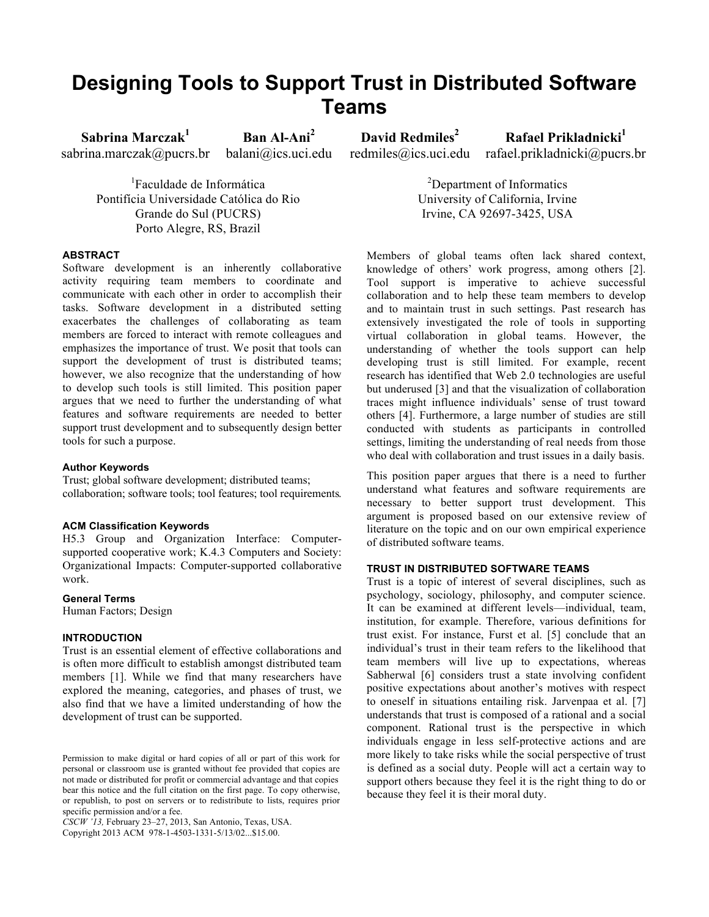# Designing Tools to Support Trust in Distributed Software Teams

**Sabrina Marczak**[1] sabrina.marczak@pucrs.br
**Ban Al-Ani**[2] balani@ics.uci.edu
**David Redmiles**[2] redmiles@ics.uci.edu
**Rafael Prikladnicki**[1] rafael.prikladnicki@pucrs.br

[1]Faculdade de Informática
Pontifícia Universidade Católica do Rio Grande do Sul (PUCRS)
Porto Alegre, RS, Brazil

[2]Department of Informatics
University of California, Irvine
Irvine, CA 92697-3425, USA

### ABSTRACT

Software development is an inherently collaborative activity requiring team members to coordinate and communicate with each other in order to accomplish their tasks. Software development in a distributed setting exacerbates the challenges of collaborating as team members are forced to interact with remote colleagues and emphasizes the importance of trust. We posit that tools can support the development of trust is distributed teams; however, we also recognize that the understanding of how to develop such tools is still limited. This position paper argues that we need to further the understanding of what features and software requirements are needed to better support trust development and to subsequently design better tools for such a purpose.

### Author Keywords

Trust; global software development; distributed teams; collaboration; software tools; tool features; tool requirements.

### ACM Classification Keywords

H5.3 Group and Organization Interface: Computer-supported cooperative work; K.4.3 Computers and Society: Organizational Impacts: Computer-supported collaborative work.

### General Terms

Human Factors; Design

### INTRODUCTION

Trust is an essential element of effective collaborations and is often more difficult to establish amongst distributed team members [1]. While we find that many researchers have explored the meaning, categories, and phases of trust, we also find that we have a limited understanding of how the development of trust can be supported.

Permission to make digital or hard copies of all or part of this work for personal or classroom use is granted without fee provided that copies are not made or distributed for profit or commercial advantage and that copies bear this notice and the full citation on the first page. To copy otherwise, or republish, to post on servers or to redistribute to lists, requires prior specific permission and/or a fee.
*CSCW '13,* February 23–27, 2013, San Antonio, Texas, USA.
Copyright 2013 ACM 978-1-4503-1331-5/13/02...$15.00.

Members of global teams often lack shared context, knowledge of others' work progress, among others [2]. Tool support is imperative to achieve successful collaboration and to help these team members to develop and to maintain trust in such settings. Past research has extensively investigated the role of tools in supporting virtual collaboration in global teams. However, the understanding of whether the tools support can help developing trust is still limited. For example, recent research has identified that Web 2.0 technologies are useful but underused [3] and that the visualization of collaboration traces might influence individuals' sense of trust toward others [4]. Furthermore, a large number of studies are still conducted with students as participants in controlled settings, limiting the understanding of real needs from those who deal with collaboration and trust issues in a daily basis.

This position paper argues that there is a need to further understand what features and software requirements are necessary to better support trust development. This argument is proposed based on our extensive review of literature on the topic and on our own empirical experience of distributed software teams.

### TRUST IN DISTRIBUTED SOFTWARE TEAMS

Trust is a topic of interest of several disciplines, such as psychology, sociology, philosophy, and computer science. It can be examined at different levels—individual, team, institution, for example. Therefore, various definitions for trust exist. For instance, Furst et al. [5] conclude that an individual's trust in their team refers to the likelihood that team members will live up to expectations, whereas Sabherwal [6] considers trust a state involving confident positive expectations about another's motives with respect to oneself in situations entailing risk. Jarvenpaa et al. [7] understands that trust is composed of a rational and a social component. Rational trust is the perspective in which individuals engage in less self-protective actions and are more likely to take risks while the social perspective of trust is defined as a social duty. People will act a certain way to support others because they feel it is the right thing to do or because they feel it is their moral duty.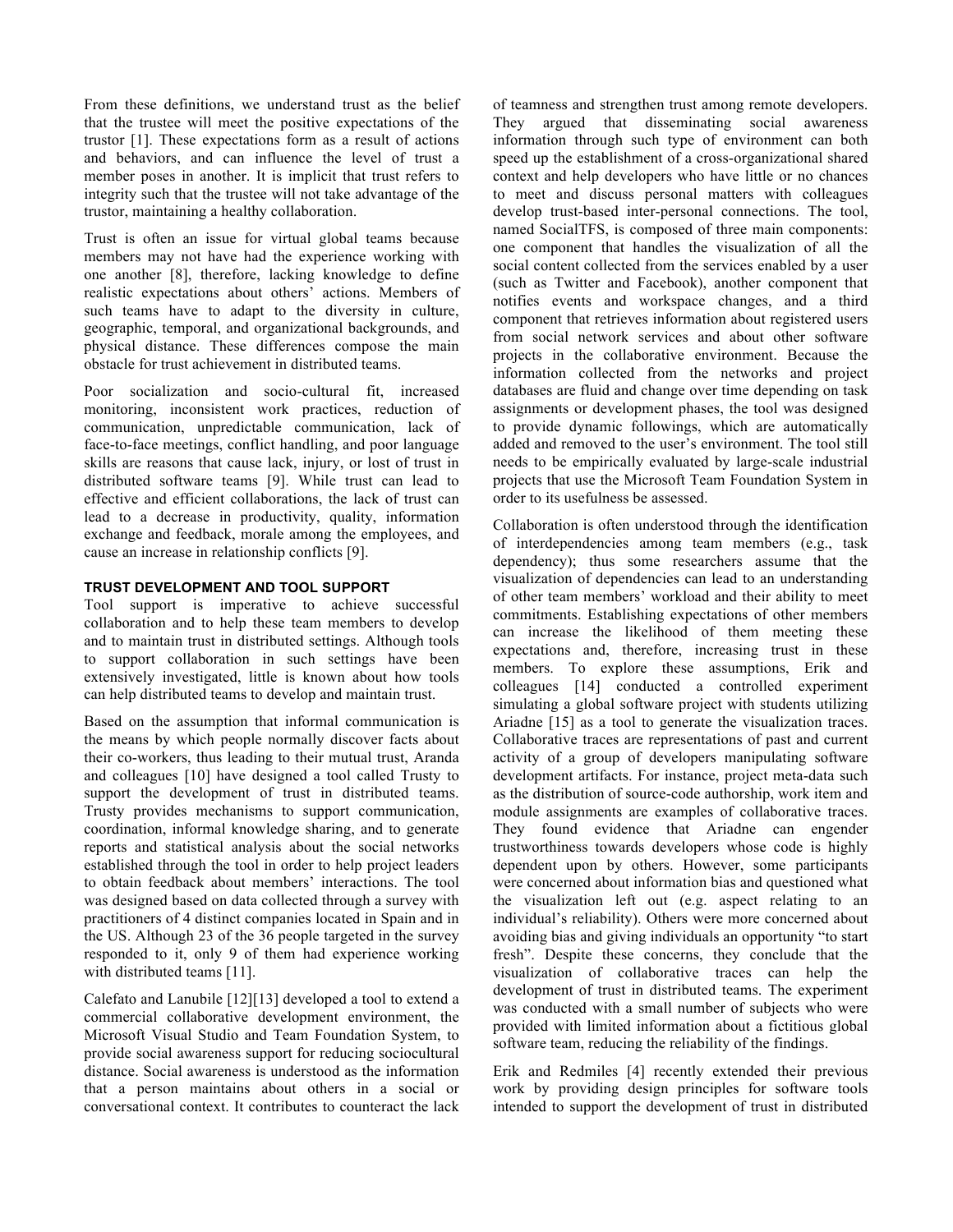From these definitions, we understand trust as the belief that the trustee will meet the positive expectations of the trustor [1]. These expectations form as a result of actions and behaviors, and can influence the level of trust a member poses in another. It is implicit that trust refers to integrity such that the trustee will not take advantage of the trustor, maintaining a healthy collaboration.

Trust is often an issue for virtual global teams because members may not have had the experience working with one another [8], therefore, lacking knowledge to define realistic expectations about others' actions. Members of such teams have to adapt to the diversity in culture, geographic, temporal, and organizational backgrounds, and physical distance. These differences compose the main obstacle for trust achievement in distributed teams.

Poor socialization and socio-cultural fit, increased monitoring, inconsistent work practices, reduction of communication, unpredictable communication, lack of face-to-face meetings, conflict handling, and poor language skills are reasons that cause lack, injury, or lost of trust in distributed software teams [9]. While trust can lead to effective and efficient collaborations, the lack of trust can lead to a decrease in productivity, quality, information exchange and feedback, morale among the employees, and cause an increase in relationship conflicts [9].

## TRUST DEVELOPMENT AND TOOL SUPPORT

Tool support is imperative to achieve successful collaboration and to help these team members to develop and to maintain trust in distributed settings. Although tools to support collaboration in such settings have been extensively investigated, little is known about how tools can help distributed teams to develop and maintain trust.

Based on the assumption that informal communication is the means by which people normally discover facts about their co-workers, thus leading to their mutual trust, Aranda and colleagues [10] have designed a tool called Trusty to support the development of trust in distributed teams. Trusty provides mechanisms to support communication, coordination, informal knowledge sharing, and to generate reports and statistical analysis about the social networks established through the tool in order to help project leaders to obtain feedback about members' interactions. The tool was designed based on data collected through a survey with practitioners of 4 distinct companies located in Spain and in the US. Although 23 of the 36 people targeted in the survey responded to it, only 9 of them had experience working with distributed teams [11].

Calefato and Lanubile [12][13] developed a tool to extend a commercial collaborative development environment, the Microsoft Visual Studio and Team Foundation System, to provide social awareness support for reducing sociocultural distance. Social awareness is understood as the information that a person maintains about others in a social or conversational context. It contributes to counteract the lack of teamness and strengthen trust among remote developers. They argued that disseminating social awareness information through such type of environment can both speed up the establishment of a cross-organizational shared context and help developers who have little or no chances to meet and discuss personal matters with colleagues develop trust-based inter-personal connections. The tool, named SocialTFS, is composed of three main components: one component that handles the visualization of all the social content collected from the services enabled by a user (such as Twitter and Facebook), another component that notifies events and workspace changes, and a third component that retrieves information about registered users from social network services and about other software projects in the collaborative environment. Because the information collected from the networks and project databases are fluid and change over time depending on task assignments or development phases, the tool was designed to provide dynamic followings, which are automatically added and removed to the user's environment. The tool still needs to be empirically evaluated by large-scale industrial projects that use the Microsoft Team Foundation System in order to its usefulness be assessed.

Collaboration is often understood through the identification of interdependencies among team members (e.g., task dependency); thus some researchers assume that the visualization of dependencies can lead to an understanding of other team members' workload and their ability to meet commitments. Establishing expectations of other members can increase the likelihood of them meeting these expectations and, therefore, increasing trust in these members. To explore these assumptions, Erik and colleagues [14] conducted a controlled experiment simulating a global software project with students utilizing Ariadne [15] as a tool to generate the visualization traces. Collaborative traces are representations of past and current activity of a group of developers manipulating software development artifacts. For instance, project meta-data such as the distribution of source-code authorship, work item and module assignments are examples of collaborative traces. They found evidence that Ariadne can engender trustworthiness towards developers whose code is highly dependent upon by others. However, some participants were concerned about information bias and questioned what the visualization left out (e.g. aspect relating to an individual's reliability). Others were more concerned about avoiding bias and giving individuals an opportunity "to start fresh". Despite these concerns, they conclude that the visualization of collaborative traces can help the development of trust in distributed teams. The experiment was conducted with a small number of subjects who were provided with limited information about a fictitious global software team, reducing the reliability of the findings.

Erik and Redmiles [4] recently extended their previous work by providing design principles for software tools intended to support the development of trust in distributed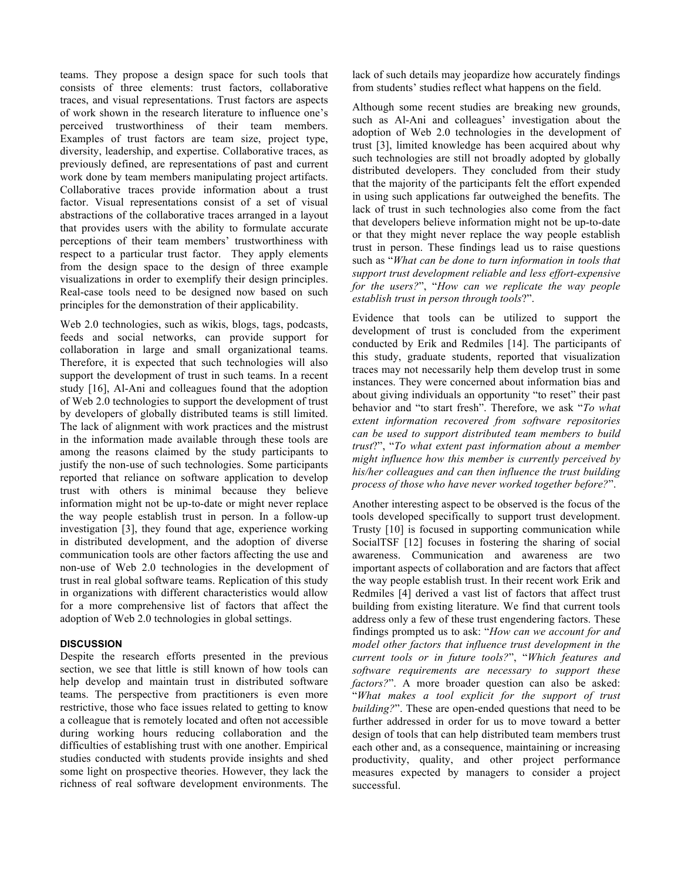teams. They propose a design space for such tools that consists of three elements: trust factors, collaborative traces, and visual representations. Trust factors are aspects of work shown in the research literature to influence one's perceived trustworthiness of their team members. Examples of trust factors are team size, project type, diversity, leadership, and expertise. Collaborative traces, as previously defined, are representations of past and current work done by team members manipulating project artifacts. Collaborative traces provide information about a trust factor. Visual representations consist of a set of visual abstractions of the collaborative traces arranged in a layout that provides users with the ability to formulate accurate perceptions of their team members' trustworthiness with respect to a particular trust factor. They apply elements from the design space to the design of three example visualizations in order to exemplify their design principles. Real-case tools need to be designed now based on such principles for the demonstration of their applicability.

Web 2.0 technologies, such as wikis, blogs, tags, podcasts, feeds and social networks, can provide support for collaboration in large and small organizational teams. Therefore, it is expected that such technologies will also support the development of trust in such teams. In a recent study [16], Al-Ani and colleagues found that the adoption of Web 2.0 technologies to support the development of trust by developers of globally distributed teams is still limited. The lack of alignment with work practices and the mistrust in the information made available through these tools are among the reasons claimed by the study participants to justify the non-use of such technologies. Some participants reported that reliance on software application to develop trust with others is minimal because they believe information might not be up-to-date or might never replace the way people establish trust in person. In a follow-up investigation [3], they found that age, experience working in distributed development, and the adoption of diverse communication tools are other factors affecting the use and non-use of Web 2.0 technologies in the development of trust in real global software teams. Replication of this study in organizations with different characteristics would allow for a more comprehensive list of factors that affect the adoption of Web 2.0 technologies in global settings.

## DISCUSSION

Despite the research efforts presented in the previous section, we see that little is still known of how tools can help develop and maintain trust in distributed software teams. The perspective from practitioners is even more restrictive, those who face issues related to getting to know a colleague that is remotely located and often not accessible during working hours reducing collaboration and the difficulties of establishing trust with one another. Empirical studies conducted with students provide insights and shed some light on prospective theories. However, they lack the richness of real software development environments. The lack of such details may jeopardize how accurately findings from students' studies reflect what happens on the field.

Although some recent studies are breaking new grounds, such as Al-Ani and colleagues' investigation about the adoption of Web 2.0 technologies in the development of trust [3], limited knowledge has been acquired about why such technologies are still not broadly adopted by globally distributed developers. They concluded from their study that the majority of the participants felt the effort expended in using such applications far outweighed the benefits. The lack of trust in such technologies also come from the fact that developers believe information might not be up-to-date or that they might never replace the way people establish trust in person. These findings lead us to raise questions such as "*What can be done to turn information in tools that support trust development reliable and less effort-expensive for the users?*", "*How can we replicate the way people establish trust in person through tools*?".

Evidence that tools can be utilized to support the development of trust is concluded from the experiment conducted by Erik and Redmiles [14]. The participants of this study, graduate students, reported that visualization traces may not necessarily help them develop trust in some instances. They were concerned about information bias and about giving individuals an opportunity "to reset" their past behavior and "to start fresh". Therefore, we ask "*To what extent information recovered from software repositories can be used to support distributed team members to build trust*?", "*To what extent past information about a member might influence how this member is currently perceived by his/her colleagues and can then influence the trust building process of those who have never worked together before?*".

Another interesting aspect to be observed is the focus of the tools developed specifically to support trust development. Trusty [10] is focused in supporting communication while SocialTSF [12] focuses in fostering the sharing of social awareness. Communication and awareness are two important aspects of collaboration and are factors that affect the way people establish trust. In their recent work Erik and Redmiles [4] derived a vast list of factors that affect trust building from existing literature. We find that current tools address only a few of these trust engendering factors. These findings prompted us to ask: "*How can we account for and model other factors that influence trust development in the current tools or in future tools?*", "*Which features and software requirements are necessary to support these factors?*". A more broader question can also be asked: "*What makes a tool explicit for the support of trust building?*". These are open-ended questions that need to be further addressed in order for us to move toward a better design of tools that can help distributed team members trust each other and, as a consequence, maintaining or increasing productivity, quality, and other project performance measures expected by managers to consider a project successful.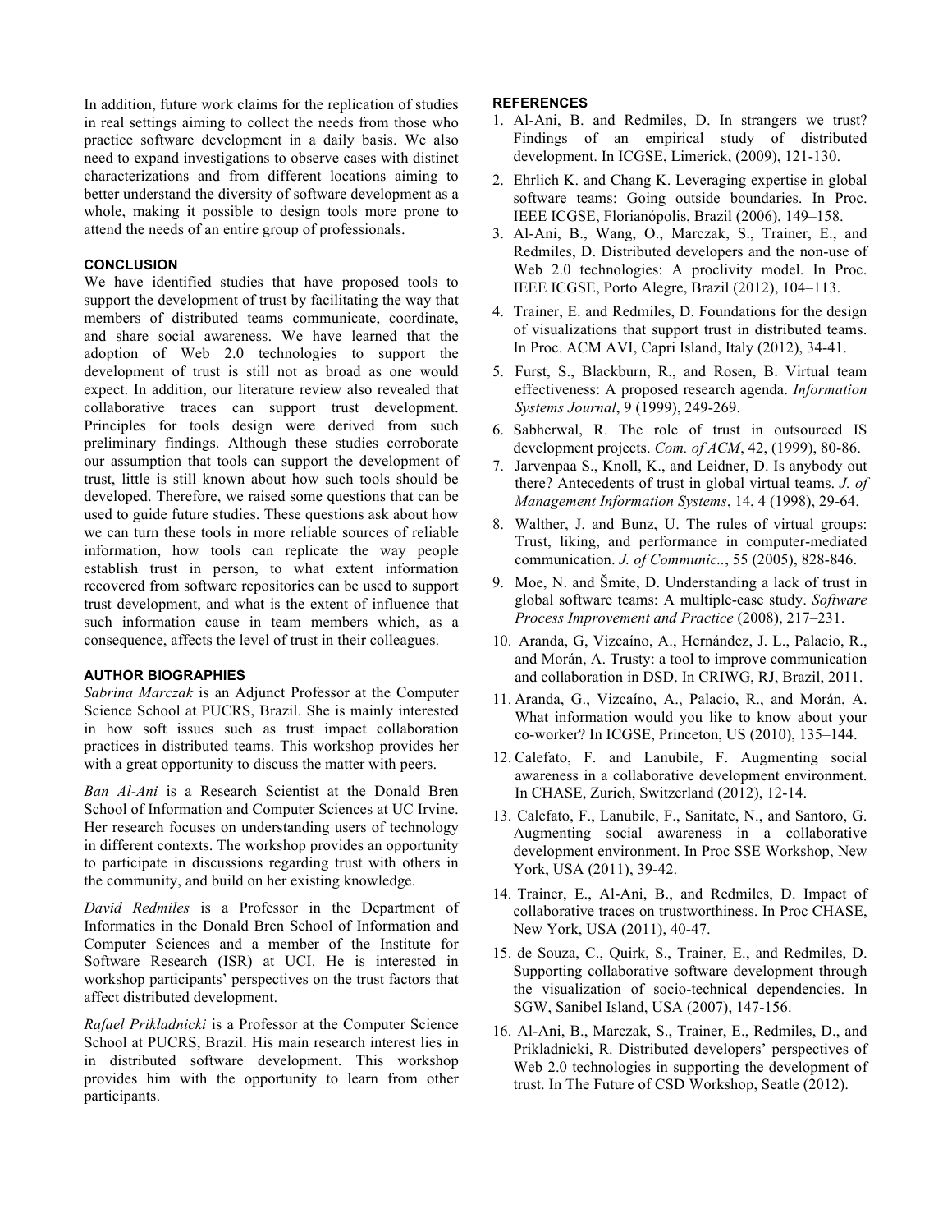In addition, future work claims for the replication of studies in real settings aiming to collect the needs from those who practice software development in a daily basis. We also need to expand investigations to observe cases with distinct characterizations and from different locations aiming to better understand the diversity of software development as a whole, making it possible to design tools more prone to attend the needs of an entire group of professionals.

## CONCLUSION

We have identified studies that have proposed tools to support the development of trust by facilitating the way that members of distributed teams communicate, coordinate, and share social awareness. We have learned that the adoption of Web 2.0 technologies to support the development of trust is still not as broad as one would expect. In addition, our literature review also revealed that collaborative traces can support trust development. Principles for tools design were derived from such preliminary findings. Although these studies corroborate our assumption that tools can support the development of trust, little is still known about how such tools should be developed. Therefore, we raised some questions that can be used to guide future studies. These questions ask about how we can turn these tools in more reliable sources of reliable information, how tools can replicate the way people establish trust in person, to what extent information recovered from software repositories can be used to support trust development, and what is the extent of influence that such information cause in team members which, as a consequence, affects the level of trust in their colleagues.

## AUTHOR BIOGRAPHIES

*Sabrina Marczak* is an Adjunct Professor at the Computer Science School at PUCRS, Brazil. She is mainly interested in how soft issues such as trust impact collaboration practices in distributed teams. This workshop provides her with a great opportunity to discuss the matter with peers.

*Ban Al-Ani* is a Research Scientist at the Donald Bren School of Information and Computer Sciences at UC Irvine. Her research focuses on understanding users of technology in different contexts. The workshop provides an opportunity to participate in discussions regarding trust with others in the community, and build on her existing knowledge.

*David Redmiles* is a Professor in the Department of Informatics in the Donald Bren School of Information and Computer Sciences and a member of the Institute for Software Research (ISR) at UCI. He is interested in workshop participants' perspectives on the trust factors that affect distributed development.

*Rafael Prikladnicki* is a Professor at the Computer Science School at PUCRS, Brazil. His main research interest lies in in distributed software development. This workshop provides him with the opportunity to learn from other participants.

## REFERENCES

1. Al-Ani, B. and Redmiles, D. In strangers we trust? Findings of an empirical study of distributed development. In ICGSE, Limerick, (2009), 121-130.
2. Ehrlich K. and Chang K. Leveraging expertise in global software teams: Going outside boundaries. In Proc. IEEE ICGSE, Florianópolis, Brazil (2006), 149–158.
3. Al-Ani, B., Wang, O., Marczak, S., Trainer, E., and Redmiles, D. Distributed developers and the non-use of Web 2.0 technologies: A proclivity model. In Proc. IEEE ICGSE, Porto Alegre, Brazil (2012), 104–113.
4. Trainer, E. and Redmiles, D. Foundations for the design of visualizations that support trust in distributed teams. In Proc. ACM AVI, Capri Island, Italy (2012), 34-41.
5. Furst, S., Blackburn, R., and Rosen, B. Virtual team effectiveness: A proposed research agenda. *Information Systems Journal*, 9 (1999), 249-269.
6. Sabherwal, R. The role of trust in outsourced IS development projects. *Com. of ACM*, 42, (1999), 80-86.
7. Jarvenpaa S., Knoll, K., and Leidner, D. Is anybody out there? Antecedents of trust in global virtual teams. *J. of Management Information Systems*, 14, 4 (1998), 29-64.
8. Walther, J. and Bunz, U. The rules of virtual groups: Trust, liking, and performance in computer-mediated communication. *J. of Communic..*, 55 (2005), 828-846.
9. Moe, N. and Šmite, D. Understanding a lack of trust in global software teams: A multiple-case study. *Software Process Improvement and Practice* (2008), 217–231.
10. Aranda, G, Vizcaíno, A., Hernández, J. L., Palacio, R., and Morán, A. Trusty: a tool to improve communication and collaboration in DSD. In CRIWG, RJ, Brazil, 2011.
11. Aranda, G., Vizcaíno, A., Palacio, R., and Morán, A. What information would you like to know about your co-worker? In ICGSE, Princeton, US (2010), 135–144.
12. Calefato, F. and Lanubile, F. Augmenting social awareness in a collaborative development environment. In CHASE, Zurich, Switzerland (2012), 12-14.
13. Calefato, F., Lanubile, F., Sanitate, N., and Santoro, G. Augmenting social awareness in a collaborative development environment. In Proc SSE Workshop, New York, USA (2011), 39-42.
14. Trainer, E., Al-Ani, B., and Redmiles, D. Impact of collaborative traces on trustworthiness. In Proc CHASE, New York, USA (2011), 40-47.
15. de Souza, C., Quirk, S., Trainer, E., and Redmiles, D. Supporting collaborative software development through the visualization of socio-technical dependencies. In SGW, Sanibel Island, USA (2007), 147-156.
16. Al-Ani, B., Marczak, S., Trainer, E., Redmiles, D., and Prikladnicki, R. Distributed developers' perspectives of Web 2.0 technologies in supporting the development of trust. In The Future of CSD Workshop, Seatle (2012).